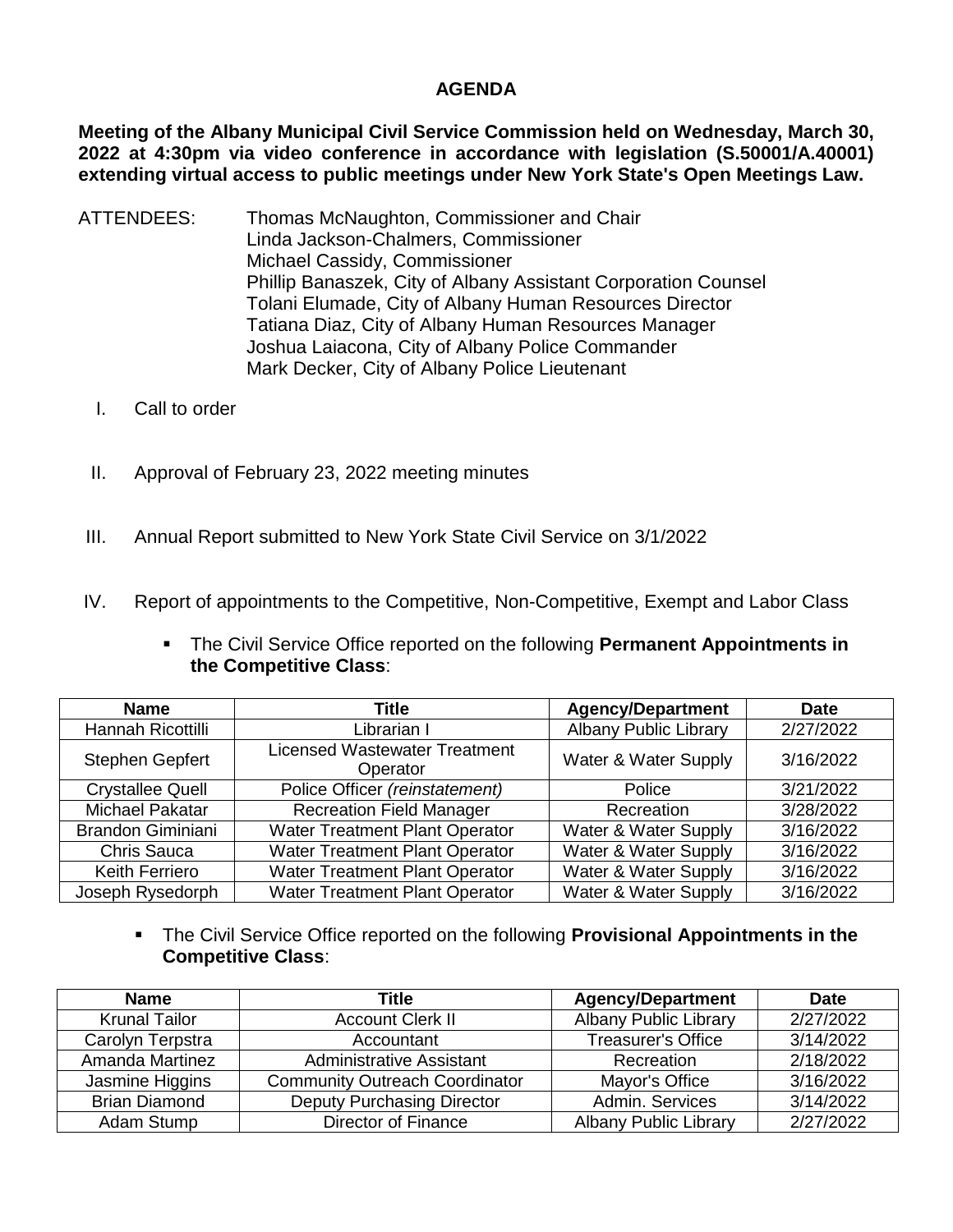# AGENDA

**Meeting of the Albany Municipal Civil Service Commission held on Wednesday, March 30, 2022 at 4:30pm via video conference in accordance with legislation (S.50001/A.40001) extending virtual access to public meetings under New York State's Open Meetings Law.**

ATTENDEES:
Thomas McNaughton, Commissioner and Chair
Linda Jackson-Chalmers, Commissioner
Michael Cassidy, Commissioner
Phillip Banaszek, City of Albany Assistant Corporation Counsel
Tolani Elumade, City of Albany Human Resources Director
Tatiana Diaz, City of Albany Human Resources Manager
Joshua Laiacona, City of Albany Police Commander
Mark Decker, City of Albany Police Lieutenant

I. Call to order

II. Approval of February 23, 2022 meeting minutes

III. Annual Report submitted to New York State Civil Service on 3/1/2022

IV. Report of appointments to the Competitive, Non-Competitive, Exempt and Labor Class

- The Civil Service Office reported on the following **Permanent Appointments in the Competitive Class**:

| Name | Title | Agency/Department | Date |
|---|---|---|---|
| Hannah Ricottilli | Librarian I | Albany Public Library | 2/27/2022 |
| Stephen Gepfert | Licensed Wastewater Treatment Operator | Water & Water Supply | 3/16/2022 |
| Crystallee Quell | Police Officer *(reinstatement)* | Police | 3/21/2022 |
| Michael Pakatar | Recreation Field Manager | Recreation | 3/28/2022 |
| Brandon Giminiani | Water Treatment Plant Operator | Water & Water Supply | 3/16/2022 |
| Chris Sauca | Water Treatment Plant Operator | Water & Water Supply | 3/16/2022 |
| Keith Ferriero | Water Treatment Plant Operator | Water & Water Supply | 3/16/2022 |
| Joseph Rysedorph | Water Treatment Plant Operator | Water & Water Supply | 3/16/2022 |

- The Civil Service Office reported on the following **Provisional Appointments in the Competitive Class**:

| Name | Title | Agency/Department | Date |
|---|---|---|---|
| Krunal Tailor | Account Clerk II | Albany Public Library | 2/27/2022 |
| Carolyn Terpstra | Accountant | Treasurer's Office | 3/14/2022 |
| Amanda Martinez | Administrative Assistant | Recreation | 2/18/2022 |
| Jasmine Higgins | Community Outreach Coordinator | Mayor's Office | 3/16/2022 |
| Brian Diamond | Deputy Purchasing Director | Admin. Services | 3/14/2022 |
| Adam Stump | Director of Finance | Albany Public Library | 2/27/2022 |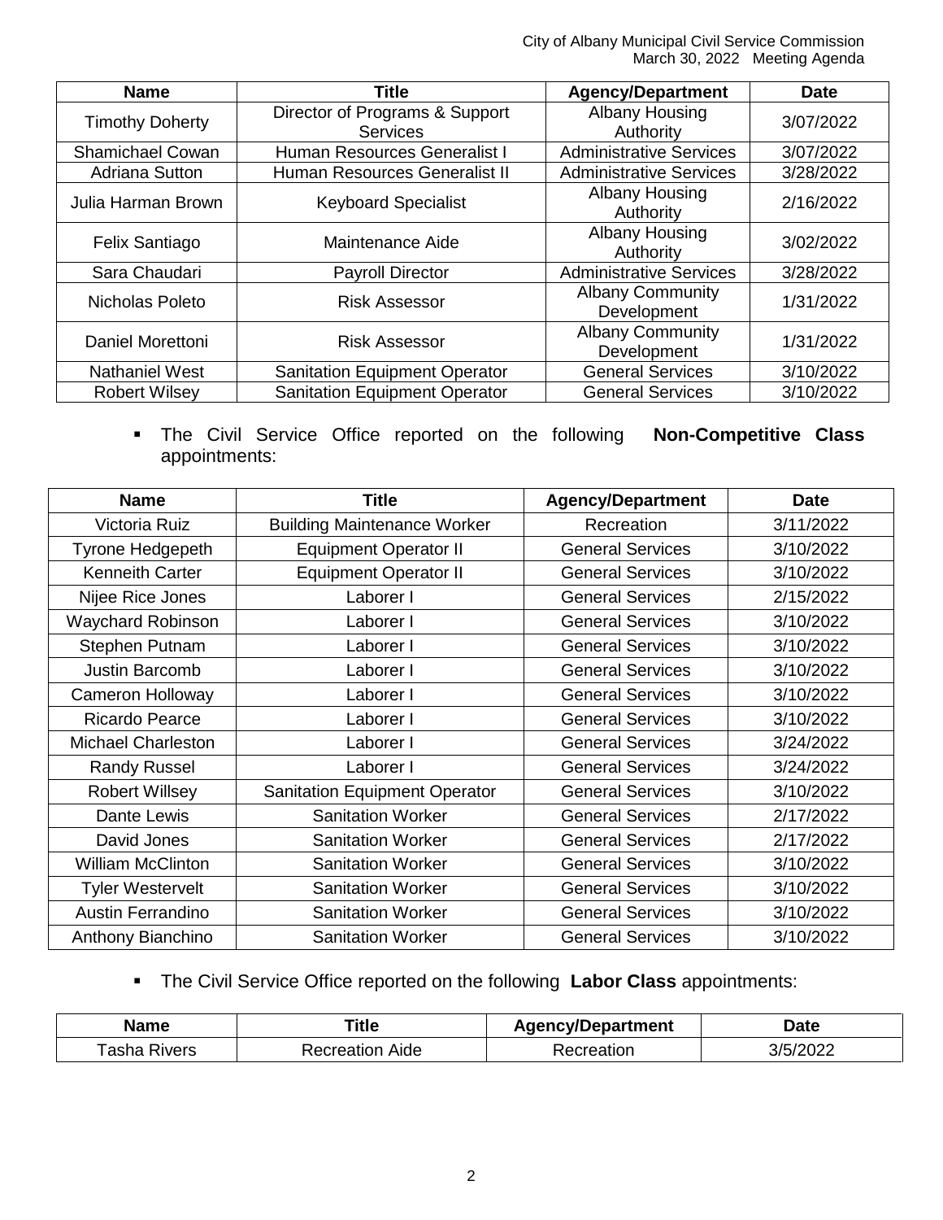| Name | Title | Agency/Department | Date |
| --- | --- | --- | --- |
| Timothy Doherty | Director of Programs & Support Services | Albany Housing Authority | 3/07/2022 |
| Shamichael Cowan | Human Resources Generalist I | Administrative Services | 3/07/2022 |
| Adriana Sutton | Human Resources Generalist II | Administrative Services | 3/28/2022 |
| Julia Harman Brown | Keyboard Specialist | Albany Housing Authority | 2/16/2022 |
| Felix Santiago | Maintenance Aide | Albany Housing Authority | 3/02/2022 |
| Sara Chaudari | Payroll Director | Administrative Services | 3/28/2022 |
| Nicholas Poleto | Risk Assessor | Albany Community Development | 1/31/2022 |
| Daniel Morettoni | Risk Assessor | Albany Community Development | 1/31/2022 |
| Nathaniel West | Sanitation Equipment Operator | General Services | 3/10/2022 |
| Robert Wilsey | Sanitation Equipment Operator | General Services | 3/10/2022 |

- The Civil Service Office reported on the following **Non-Competitive Class** appointments:

| Name | Title | Agency/Department | Date |
| --- | --- | --- | --- |
| Victoria Ruiz | Building Maintenance Worker | Recreation | 3/11/2022 |
| Tyrone Hedgepeth | Equipment Operator II | General Services | 3/10/2022 |
| Kenneith Carter | Equipment Operator II | General Services | 3/10/2022 |
| Nijee Rice Jones | Laborer I | General Services | 2/15/2022 |
| Waychard Robinson | Laborer I | General Services | 3/10/2022 |
| Stephen Putnam | Laborer I | General Services | 3/10/2022 |
| Justin Barcomb | Laborer I | General Services | 3/10/2022 |
| Cameron Holloway | Laborer I | General Services | 3/10/2022 |
| Ricardo Pearce | Laborer I | General Services | 3/10/2022 |
| Michael Charleston | Laborer I | General Services | 3/24/2022 |
| Randy Russel | Laborer I | General Services | 3/24/2022 |
| Robert Willsey | Sanitation Equipment Operator | General Services | 3/10/2022 |
| Dante Lewis | Sanitation Worker | General Services | 2/17/2022 |
| David Jones | Sanitation Worker | General Services | 2/17/2022 |
| William McClinton | Sanitation Worker | General Services | 3/10/2022 |
| Tyler Westervelt | Sanitation Worker | General Services | 3/10/2022 |
| Austin Ferrandino | Sanitation Worker | General Services | 3/10/2022 |
| Anthony Bianchino | Sanitation Worker | General Services | 3/10/2022 |

- The Civil Service Office reported on the following **Labor Class** appointments:

| Name | Title | Agency/Department | Date |
| --- | --- | --- | --- |
| Tasha Rivers | Recreation Aide | Recreation | 3/5/2022 |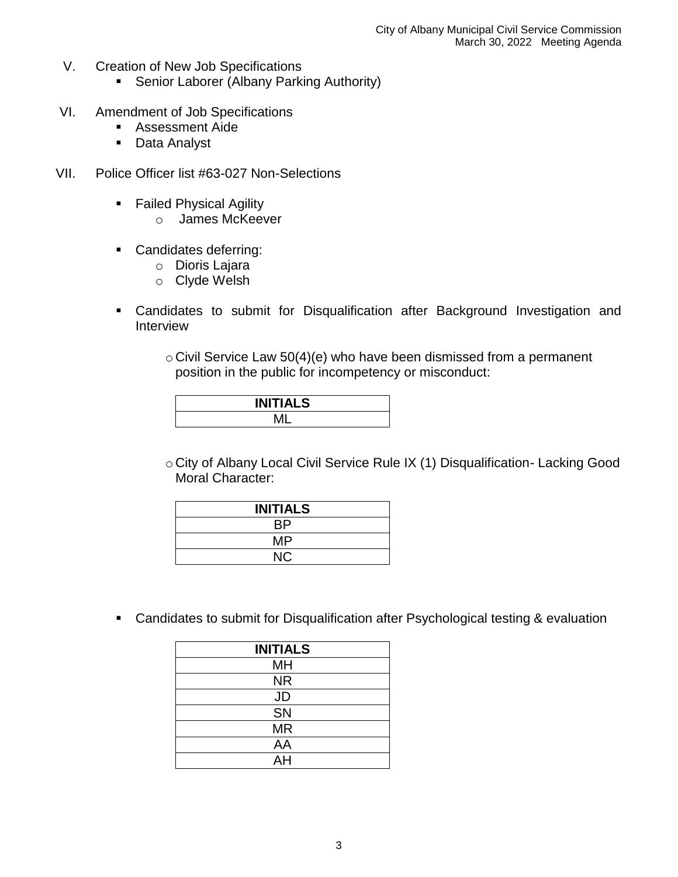V. Creation of New Job Specifications
   - Senior Laborer (Albany Parking Authority)

VI. Amendment of Job Specifications
   - Assessment Aide
   - Data Analyst

VII. Police Officer list #63-027 Non-Selections

   - Failed Physical Agility
     - James McKeever

   - Candidates deferring:
     - Dioris Lajara
     - Clyde Welsh

   - Candidates to submit for Disqualification after Background Investigation and Interview

     - Civil Service Law 50(4)(e) who have been dismissed from a permanent position in the public for incompetency or misconduct:

| INITIALS |
| --- |
| ML |

     - City of Albany Local Civil Service Rule IX (1) Disqualification- Lacking Good Moral Character:

| INITIALS |
| --- |
| BP |
| MP |
| NC |

   - Candidates to submit for Disqualification after Psychological testing & evaluation

| INITIALS |
| --- |
| MH |
| NR |
| JD |
| SN |
| MR |
| AA |
| AH |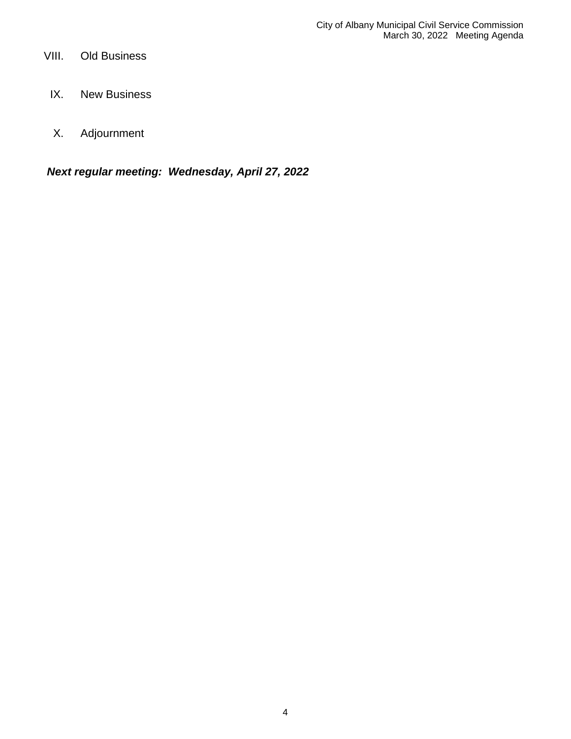VIII. Old Business

IX. New Business

X. Adjournment

***Next regular meeting: Wednesday, April 27, 2022***